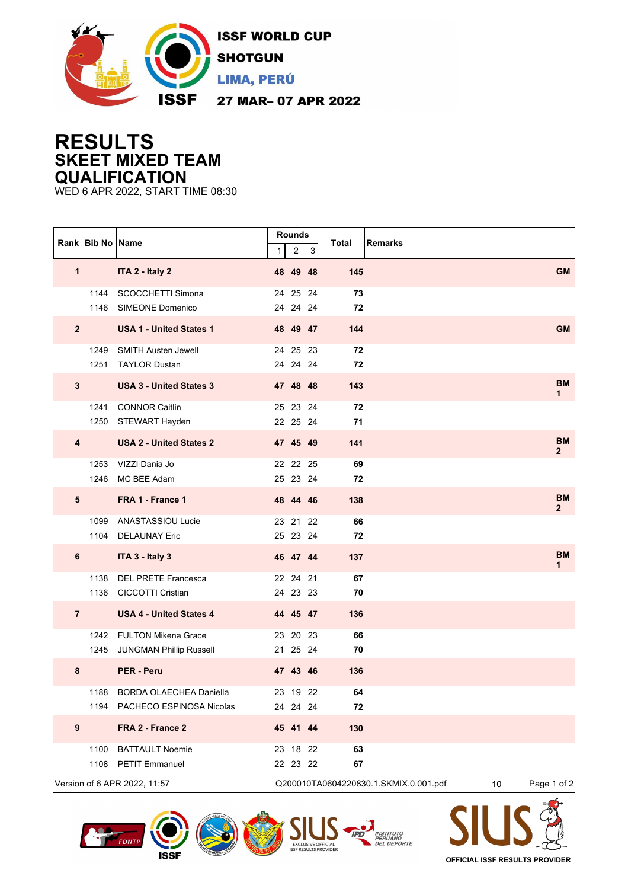ISSF WORLD CUP
SHOTGUN
LIMA, PERÚ
27 MAR– 07 APR 2022

# RESULTS
## SKEET MIXED TEAM
## QUALIFICATION

WED 6 APR 2022, START TIME 08:30

| Rank | Bib No | Name | Rounds 1 | 2 | 3 | Total | Remarks |
|---|---|---|---|---|---|---|---|
| **1** | | **ITA 2 - Italy 2** | **48** | **49** | **48** | **145** | **GM** |
| | 1144 | SCOCCHETTI Simona | 24 | 25 | 24 | **73** | |
| | 1146 | SIMEONE Domenico | 24 | 24 | 24 | **72** | |
| **2** | | **USA 1 - United States 1** | **48** | **49** | **47** | **144** | **GM** |
| | 1249 | SMITH Austen Jewell | 24 | 25 | 23 | **72** | |
| | 1251 | TAYLOR Dustan | 24 | 24 | 24 | **72** | |
| **3** | | **USA 3 - United States 3** | **47** | **48** | **48** | **143** | **BM 1** |
| | 1241 | CONNOR Caitlin | 25 | 23 | 24 | **72** | |
| | 1250 | STEWART Hayden | 22 | 25 | 24 | **71** | |
| **4** | | **USA 2 - United States 2** | **47** | **45** | **49** | **141** | **BM 2** |
| | 1253 | VIZZI Dania Jo | 22 | 22 | 25 | **69** | |
| | 1246 | MC BEE Adam | 25 | 23 | 24 | **72** | |
| **5** | | **FRA 1 - France 1** | **48** | **44** | **46** | **138** | **BM 2** |
| | 1099 | ANASTASSIOU Lucie | 23 | 21 | 22 | **66** | |
| | 1104 | DELAUNAY Eric | 25 | 23 | 24 | **72** | |
| **6** | | **ITA 3 - Italy 3** | **46** | **47** | **44** | **137** | **BM 1** |
| | 1138 | DEL PRETE Francesca | 22 | 24 | 21 | **67** | |
| | 1136 | CICCOTTI Cristian | 24 | 23 | 23 | **70** | |
| **7** | | **USA 4 - United States 4** | **44** | **45** | **47** | **136** | |
| | 1242 | FULTON Mikena Grace | 23 | 20 | 23 | **66** | |
| | 1245 | JUNGMAN Phillip Russell | 21 | 25 | 24 | **70** | |
| **8** | | **PER - Peru** | **47** | **43** | **46** | **136** | |
| | 1188 | BORDA OLAECHEA Daniella | 23 | 19 | 22 | **64** | |
| | 1194 | PACHECO ESPINOSA Nicolas | 24 | 24 | 24 | **72** | |
| **9** | | **FRA 2 - France 2** | **45** | **41** | **44** | **130** | |
| | 1100 | BATTAULT Noemie | 23 | 18 | 22 | **63** | |
| | 1108 | PETIT Emmanuel | 22 | 23 | 22 | **67** | |

Version of 6 APR 2022, 11:57 Q200010TA0604220830.1.SKMIX.0.001.pdf 10

OFFICIAL ISSF RESULTS PROVIDER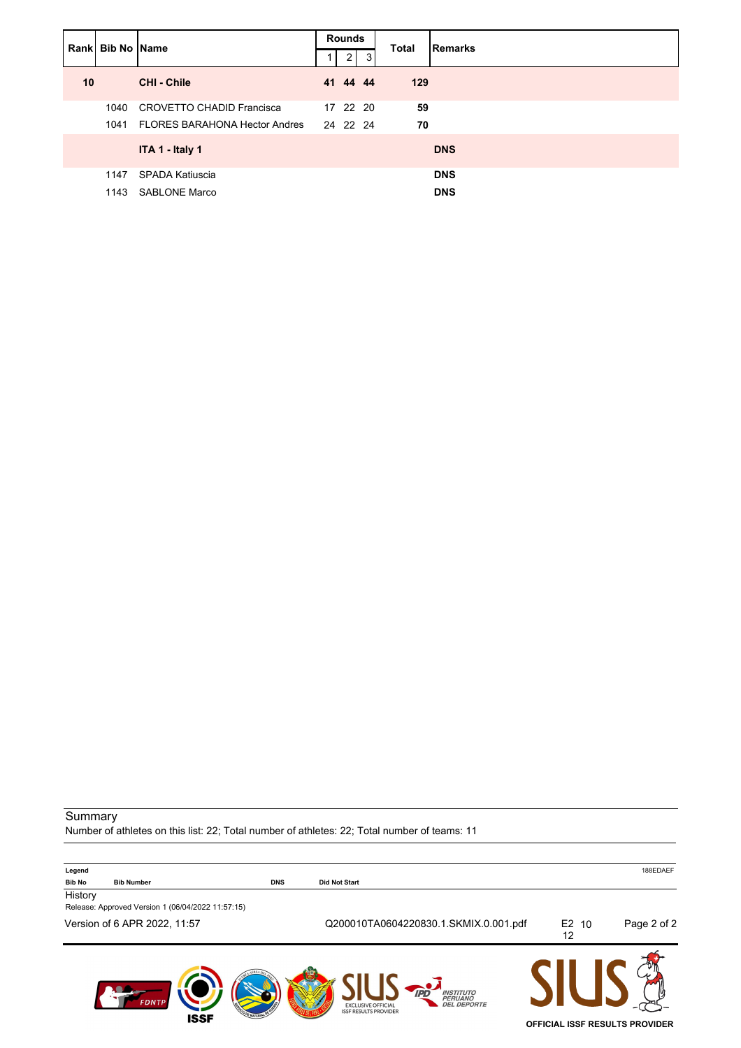| Rank | Bib No | Name | Rounds | | | Total | Remarks |
|---|---|---|---|---|---|---|---|
| | | | 1 | 2 | 3 | | |
| **10** | | **CHI - Chile** | **41** | **44** | **44** | **129** | |
| | 1040 | CROVETTO CHADID Francisca | 17 | 22 | 20 | **59** | |
| | 1041 | FLORES BARAHONA Hector Andres | 24 | 22 | 24 | **70** | |
| | | **ITA 1 - Italy 1** | | | | | **DNS** |
| | 1147 | SPADA Katiuscia | | | | | **DNS** |
| | 1143 | SABLONE Marco | | | | | **DNS** |

Summary

Number of athletes on this list: 22; Total number of athletes: 22; Total number of teams: 11

**Legend**

| | | | |
|---|---|---|---|
| **Bib No** | **Bib Number** | **DNS** | **Did Not Start** |

188EDAEF

History

Release: Approved Version 1 (06/04/2022 11:57:15)

Version of 6 APR 2022, 11:57 Q200010TA0604220830.1.SKMIX.0.001.pdf E2 10 12

OFFICIAL ISSF RESULTS PROVIDER